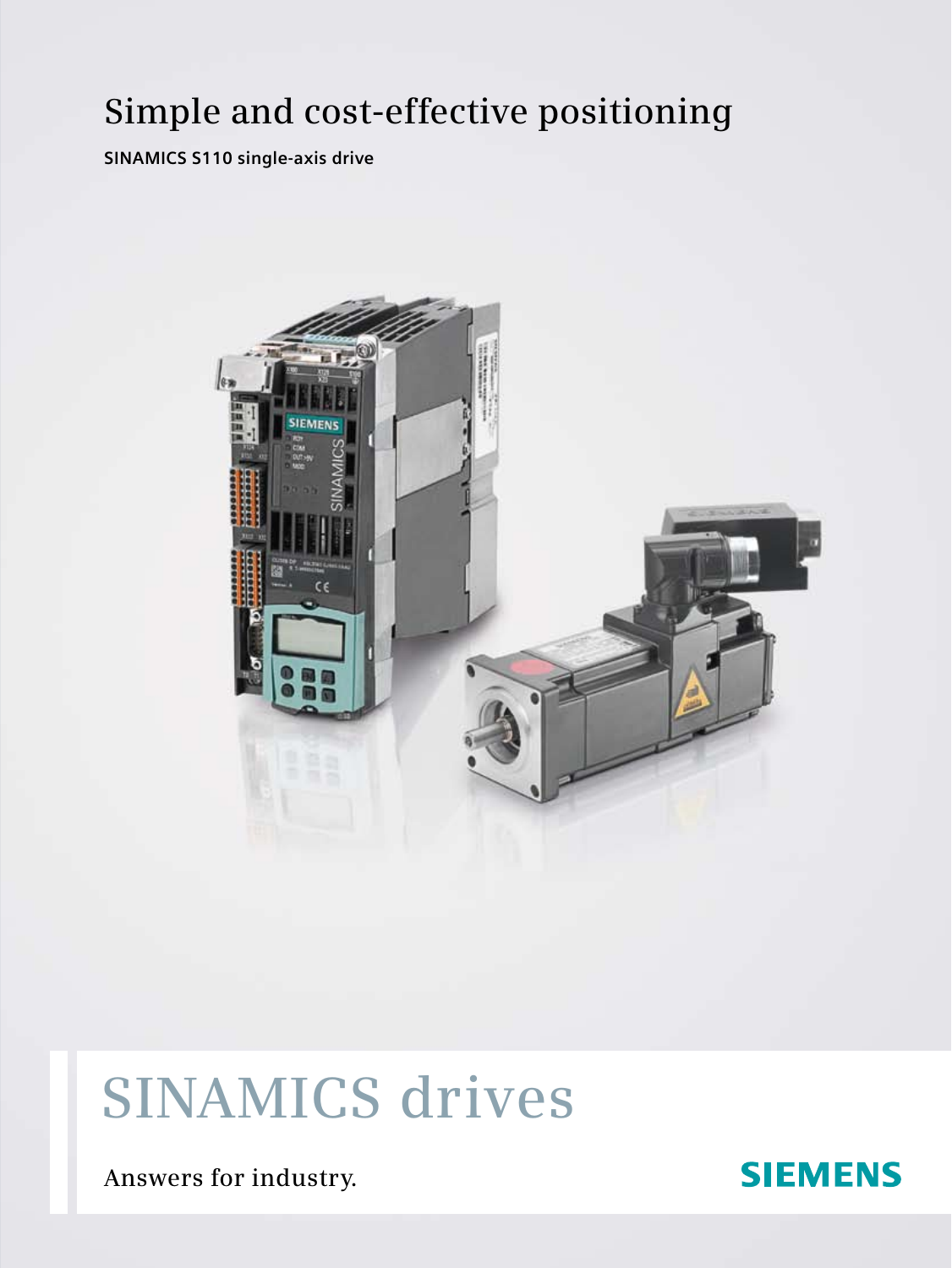# Simple and cost-effective positioning

**SINAMICS S110 single-axis drive**

# SINAMICS drives

Answers for industry.

SIEMENS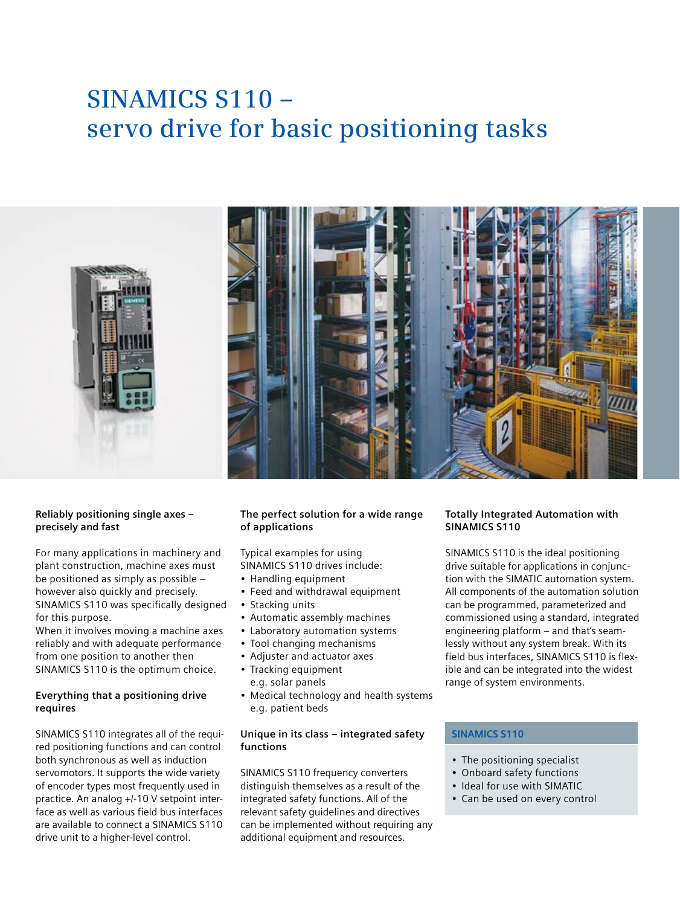# SINAMICS S110 – servo drive for basic positioning tasks

### Reliably positioning single axes – precisely and fast

For many applications in machinery and plant construction, machine axes must be positioned as simply as possible – however also quickly and precisely. SINAMICS S110 was specifically designed for this purpose.
When it involves moving a machine axes reliably and with adequate performance from one position to another then SINAMICS S110 is the optimum choice.

### Everything that a positioning drive requires

SINAMICS S110 integrates all of the required positioning functions and can control both synchronous as well as induction servomotors. It supports the wide variety of encoder types most frequently used in practice. An analog +/-10 V setpoint interface as well as various field bus interfaces are available to connect a SINAMICS S110 drive unit to a higher-level control.

### The perfect solution for a wide range of applications

Typical examples for using SINAMICS S110 drives include:

- Handling equipment
- Feed and withdrawal equipment
- Stacking units
- Automatic assembly machines
- Laboratory automation systems
- Tool changing mechanisms
- Adjuster and actuator axes
- Tracking equipment e.g. solar panels
- Medical technology and health systems e.g. patient beds

### Unique in its class – integrated safety functions

SINAMICS S110 frequency converters distinguish themselves as a result of the integrated safety functions. All of the relevant safety guidelines and directives can be implemented without requiring any additional equipment and resources.

### Totally Integrated Automation with SINAMICS S110

SINAMICS S110 is the ideal positioning drive suitable for applications in conjunction with the SIMATIC automation system. All components of the automation solution can be programmed, parameterized and commissioned using a standard, integrated engineering platform – and that's seamlessly without any system break. With its field bus interfaces, SINAMICS S110 is flexible and can be integrated into the widest range of system environments.

**SINAMICS S110**

- The positioning specialist
- Onboard safety functions
- Ideal for use with SIMATIC
- Can be used on every control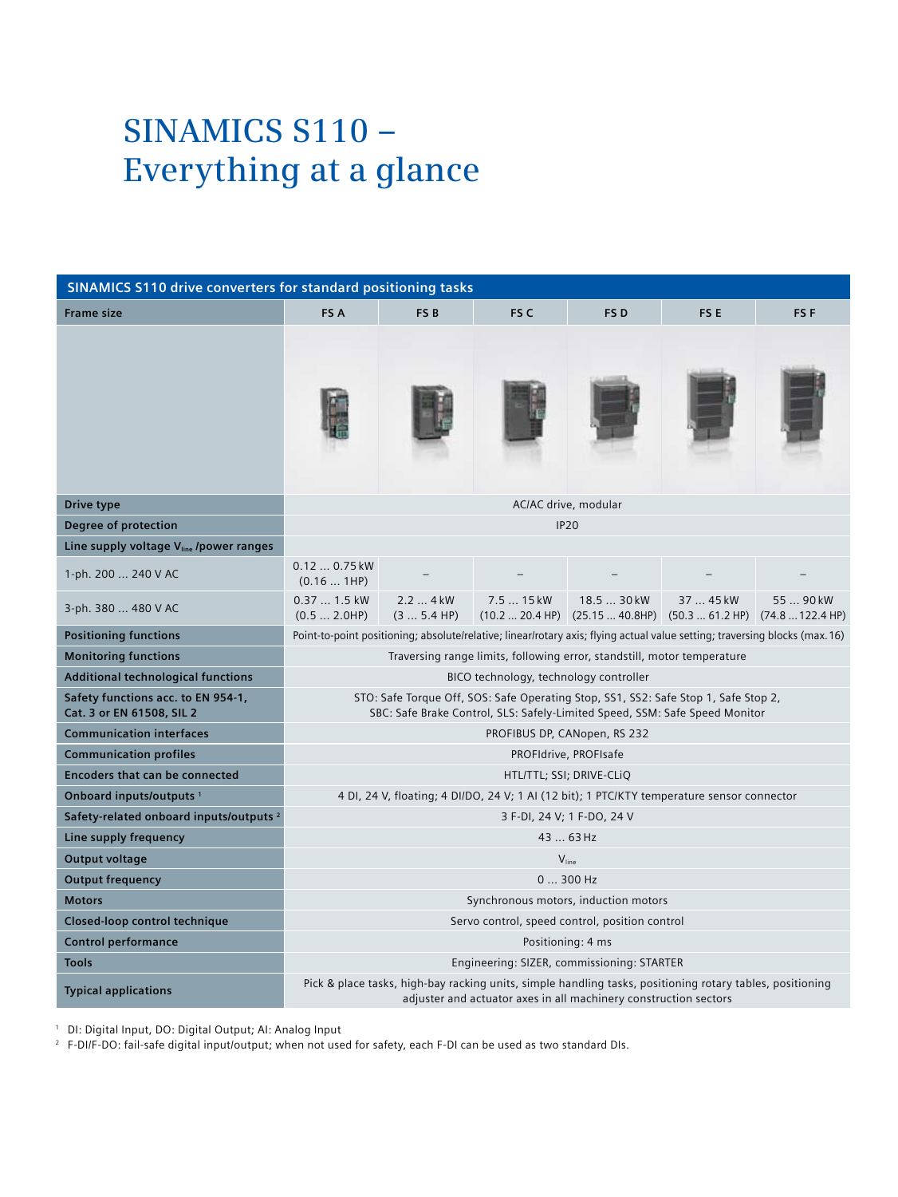# SINAMICS S110 – Everything at a glance

| SINAMICS S110 drive converters for standard positioning tasks | | | | | | |
|---|---|---|---|---|---|---|
| **Frame size** | **FS A** | **FS B** | **FS C** | **FS D** | **FS E** | **FS F** |
| **Drive type** | AC/AC drive, modular | | | | | |
| **Degree of protection** | IP20 | | | | | |
| **Line supply voltage $V_{line}$ /power ranges** | | | | | | |
| 1-ph. 200 … 240 V AC | 0.12 … 0.75 kW (0.16 … 1HP) | – | – | – | – | – |
| 3-ph. 380 … 480 V AC | 0.37 … 1.5 kW (0.5 … 2.0HP) | 2.2 … 4 kW (3 … 5.4 HP) | 7.5 … 15 kW (10.2 … 20.4 HP) | 18.5 … 30 kW (25.15 … 40.8HP) | 37 … 45 kW (50.3 … 61.2 HP) | 55 … 90 kW (74.8 … 122.4 HP) |
| **Positioning functions** | Point-to-point positioning; absolute/relative; linear/rotary axis; flying actual value setting; traversing blocks (max. 16) | | | | | |
| **Monitoring functions** | Traversing range limits, following error, standstill, motor temperature | | | | | |
| **Additional technological functions** | BICO technology, technology controller | | | | | |
| **Safety functions acc. to EN 954-1, Cat. 3 or EN 61508, SIL 2** | STO: Safe Torque Off, SOS: Safe Operating Stop, SS1, SS2: Safe Stop 1, Safe Stop 2, SBC: Safe Brake Control, SLS: Safely-Limited Speed, SSM: Safe Speed Monitor | | | | | |
| **Communication interfaces** | PROFIBUS DP, CANopen, RS 232 | | | | | |
| **Communication profiles** | PROFIdrive, PROFIsafe | | | | | |
| **Encoders that can be connected** | HTL/TTL; SSI; DRIVE-CLiQ | | | | | |
| **Onboard inputs/outputs [1]** | 4 DI, 24 V, floating; 4 DI/DO, 24 V; 1 AI (12 bit); 1 PTC/KTY temperature sensor connector | | | | | |
| **Safety-related onboard inputs/outputs [2]** | 3 F-DI, 24 V; 1 F-DO, 24 V | | | | | |
| **Line supply frequency** | 43 … 63 Hz | | | | | |
| **Output voltage** | $V_{line}$ | | | | | |
| **Output frequency** | 0 … 300 Hz | | | | | |
| **Motors** | Synchronous motors, induction motors | | | | | |
| **Closed-loop control technique** | Servo control, speed control, position control | | | | | |
| **Control performance** | Positioning: 4 ms | | | | | |
| **Tools** | Engineering: SIZER, commissioning: STARTER | | | | | |
| **Typical applications** | Pick & place tasks, high-bay racking units, simple handling tasks, positioning rotary tables, positioning adjuster and actuator axes in all machinery construction sectors | | | | | |

[1] DI: Digital Input, DO: Digital Output; AI: Analog Input

[2] F-DI/F-DO: fail-safe digital input/output; when not used for safety, each F-DI can be used as two standard DIs.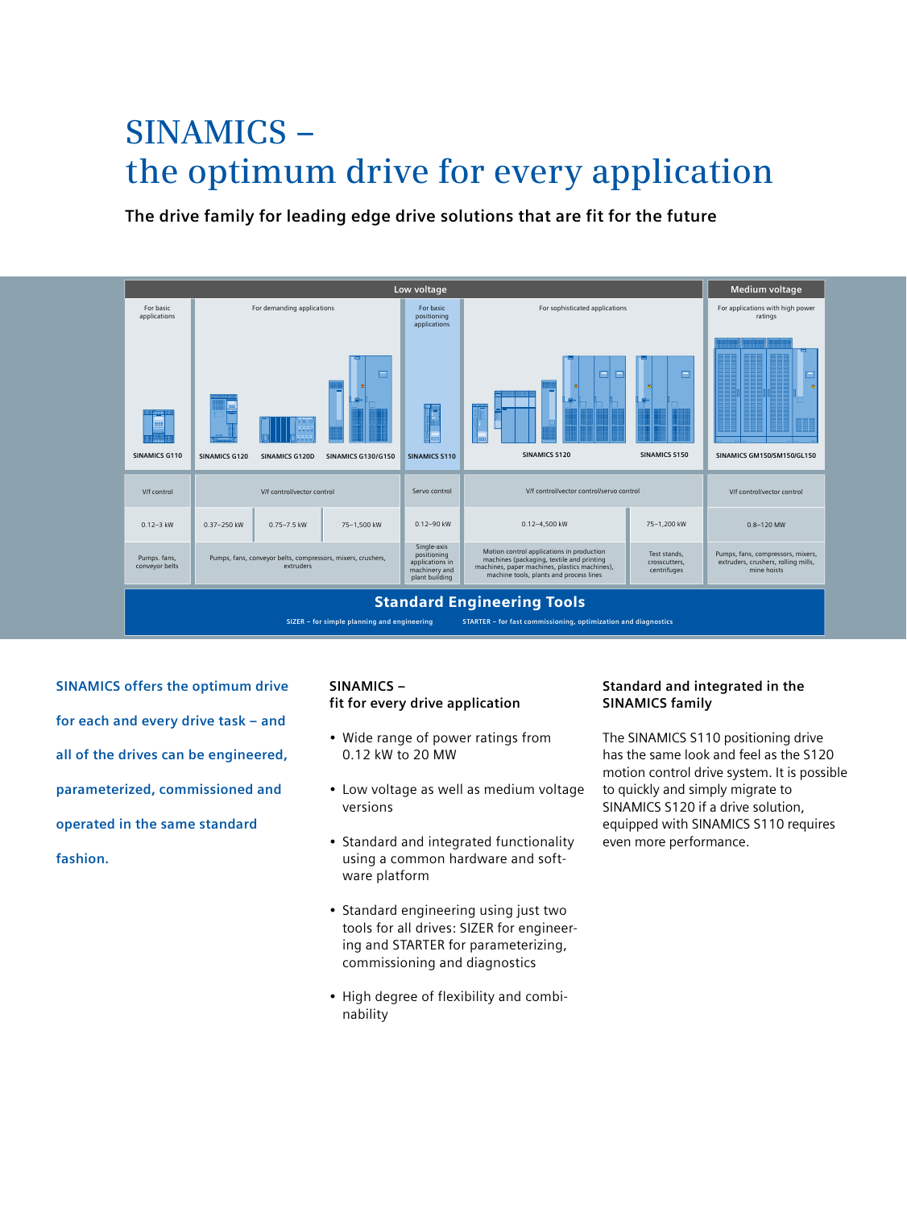# SINAMICS – the optimum drive for every application

**The drive family for leading edge drive solutions that are fit for the future**

| Low voltage | | | | | | | | Medium voltage |
|---|---|---|---|---|---|---|---|---|
| For basic applications | For demanding applications | | | For basic positioning applications | For sophisticated applications | | | For applications with high power ratings |
| SINAMICS G110 | SINAMICS G120 | SINAMICS G120D | SINAMICS G130/G150 | SINAMICS S110 | SINAMICS S120 | | SINAMICS S150 | SINAMICS GM150/SM150/GL150 |
| V/f control | V/f control/vector control | | | Servo control | V/f control/vector control/servo control | | | V/f control/vector control |
| 0.12–3 kW | 0.37–250 kW | 0.75–7.5 kW | 75–1,500 kW | 0.12–90 kW | 0.12–4,500 kW | | 75–1,200 kW | 0.8–120 MW |
| Pumps. fans, conveyor belts | Pumps, fans, conveyor belts, compressors, mixers, crushers, extruders | | | Single-axis positioning applications in machinery and plant building | Motion control applications in production machines (packaging, textile and printing machines, paper machines, plastics machines), machine tools, plants and process lines | | Test stands, crosscutters, centrifuges | Pumps, fans, compressors, mixers, extruders, crushers, rolling mills, mine hoists |

**Standard Engineering Tools**

SIZER – for simple planning and engineering    STARTER – for fast commissioning, optimization and diagnostics

**SINAMICS offers the optimum drive for each and every drive task – and all of the drives can be engineered, parameterized, commissioned and operated in the same standard fashion.**

### SINAMICS – fit for every drive application

- Wide range of power ratings from 0.12 kW to 20 MW
- Low voltage as well as medium voltage versions
- Standard and integrated functionality using a common hardware and software platform
- Standard engineering using just two tools for all drives: SIZER for engineering and STARTER for parameterizing, commissioning and diagnostics
- High degree of flexibility and combinability

### Standard and integrated in the SINAMICS family

The SINAMICS S110 positioning drive has the same look and feel as the S120 motion control drive system. It is possible to quickly and simply migrate to SINAMICS S120 if a drive solution, equipped with SINAMICS S110 requires even more performance.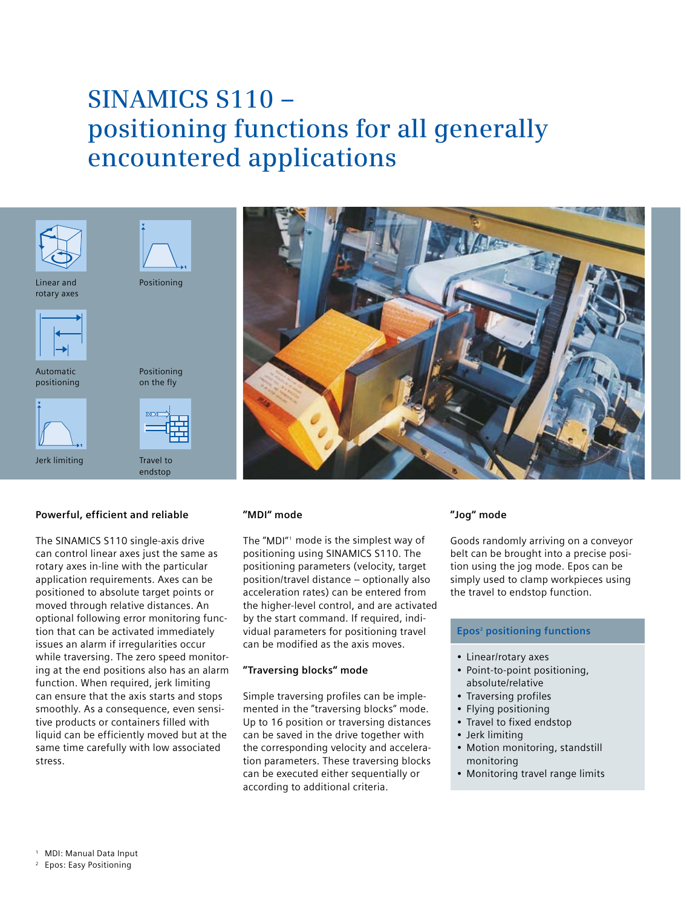# SINAMICS S110 – positioning functions for all generally encountered applications

Linear and rotary axes

Positioning

Automatic positioning

Positioning on the fly

Jerk limiting

Travel to endstop

### Powerful, efficient and reliable

The SINAMICS S110 single-axis drive can control linear axes just the same as rotary axes in-line with the particular application requirements. Axes can be positioned to absolute target points or moved through relative distances. An optional following error monitoring function that can be activated immediately issues an alarm if irregularities occur while traversing. The zero speed monitoring at the end positions also has an alarm function. When required, jerk limiting can ensure that the axis starts and stops smoothly. As a consequence, even sensitive products or containers filled with liquid can be efficiently moved but at the same time carefully with low associated stress.

### "MDI" mode

The "MDI"[1] mode is the simplest way of positioning using SINAMICS S110. The positioning parameters (velocity, target position/travel distance – optionally also acceleration rates) can be entered from the higher-level control, and are activated by the start command. If required, individual parameters for positioning travel can be modified as the axis moves.

### "Traversing blocks" mode

Simple traversing profiles can be implemented in the "traversing blocks" mode. Up to 16 position or traversing distances can be saved in the drive together with the corresponding velocity and acceleration parameters. These traversing blocks can be executed either sequentially or according to additional criteria.

### "Jog" mode

Goods randomly arriving on a conveyor belt can be brought into a precise position using the jog mode. Epos can be simply used to clamp workpieces using the travel to endstop function.

#### Epos[2] positioning functions

- Linear/rotary axes
- Point-to-point positioning, absolute/relative
- Traversing profiles
- Flying positioning
- Travel to fixed endstop
- Jerk limiting
- Motion monitoring, standstill monitoring
- Monitoring travel range limits

[1] MDI: Manual Data Input

[2] Epos: Easy Positioning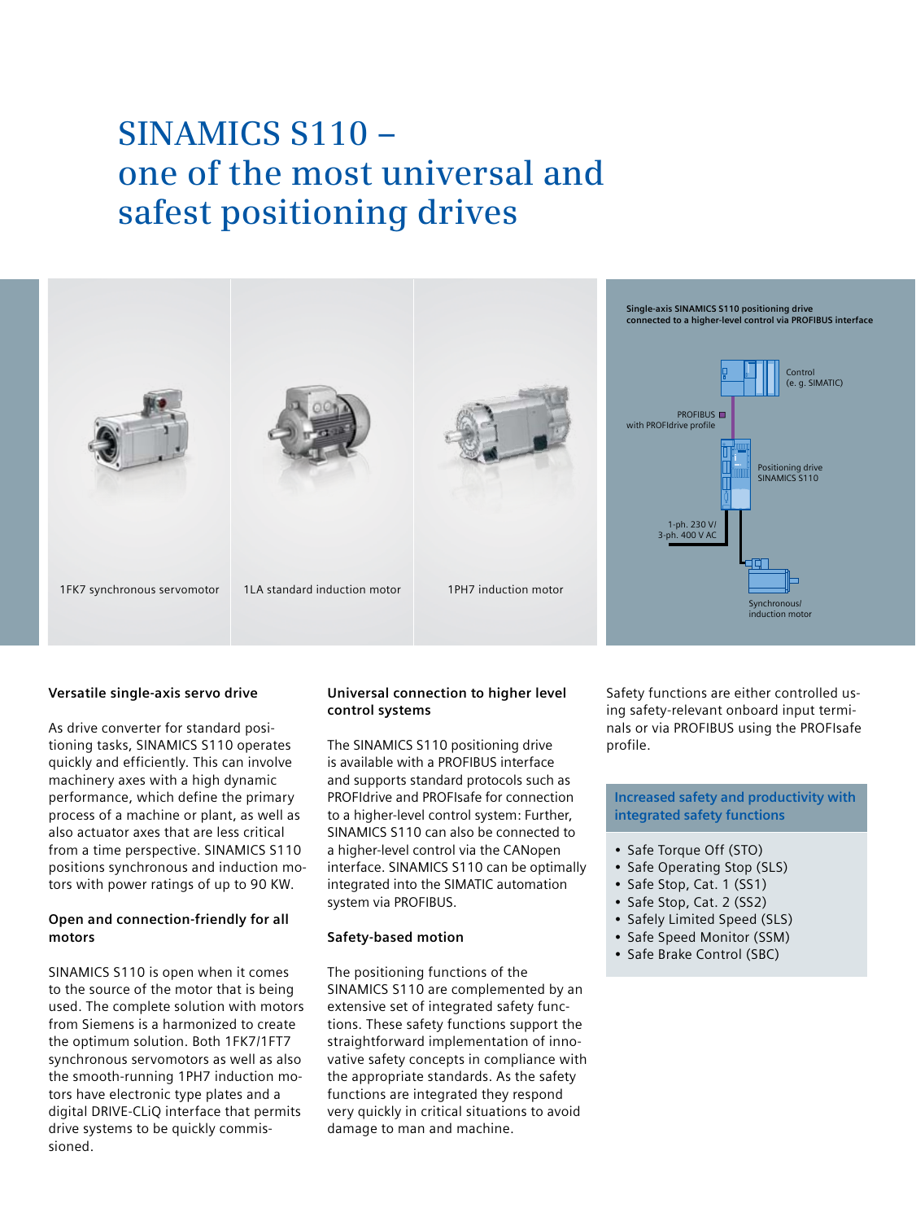# SINAMICS S110 – one of the most universal and safest positioning drives

1FK7 synchronous servomotor

1LA standard induction motor

1PH7 induction motor

**Single-axis SINAMICS S110 positioning drive connected to a higher-level control via PROFIBUS interface**

Control (e. g. SIMATIC)

PROFIBUS with PROFIdrive profile

Positioning drive SINAMICS S110

1-ph. 230 V/ 3-ph. 400 V AC

Synchronous/ induction motor

### Versatile single-axis servo drive

As drive converter for standard positioning tasks, SINAMICS S110 operates quickly and efficiently. This can involve machinery axes with a high dynamic performance, which define the primary process of a machine or plant, as well as also actuator axes that are less critical from a time perspective. SINAMICS S110 positions synchronous and induction motors with power ratings of up to 90 KW.

### Open and connection-friendly for all motors

SINAMICS S110 is open when it comes to the source of the motor that is being used. The complete solution with motors from Siemens is a harmonized to create the optimum solution. Both 1FK7/1FT7 synchronous servomotors as well as also the smooth-running 1PH7 induction motors have electronic type plates and a digital DRIVE-CLiQ interface that permits drive systems to be quickly commissioned.

### Universal connection to higher level control systems

The SINAMICS S110 positioning drive is available with a PROFIBUS interface and supports standard protocols such as PROFIdrive and PROFIsafe for connection to a higher-level control system: Further, SINAMICS S110 can also be connected to a higher-level control via the CANopen interface. SINAMICS S110 can be optimally integrated into the SIMATIC automation system via PROFIBUS.

### Safety-based motion

The positioning functions of the SINAMICS S110 are complemented by an extensive set of integrated safety functions. These safety functions support the straightforward implementation of innovative safety concepts in compliance with the appropriate standards. As the safety functions are integrated they respond very quickly in critical situations to avoid damage to man and machine.

Safety functions are either controlled using safety-relevant onboard input terminals or via PROFIBUS using the PROFIsafe profile.

### Increased safety and productivity with integrated safety functions

- Safe Torque Off (STO)
- Safe Operating Stop (SLS)
- Safe Stop, Cat. 1 (SS1)
- Safe Stop, Cat. 2 (SS2)
- Safely Limited Speed (SLS)
- Safe Speed Monitor (SSM)
- Safe Brake Control (SBC)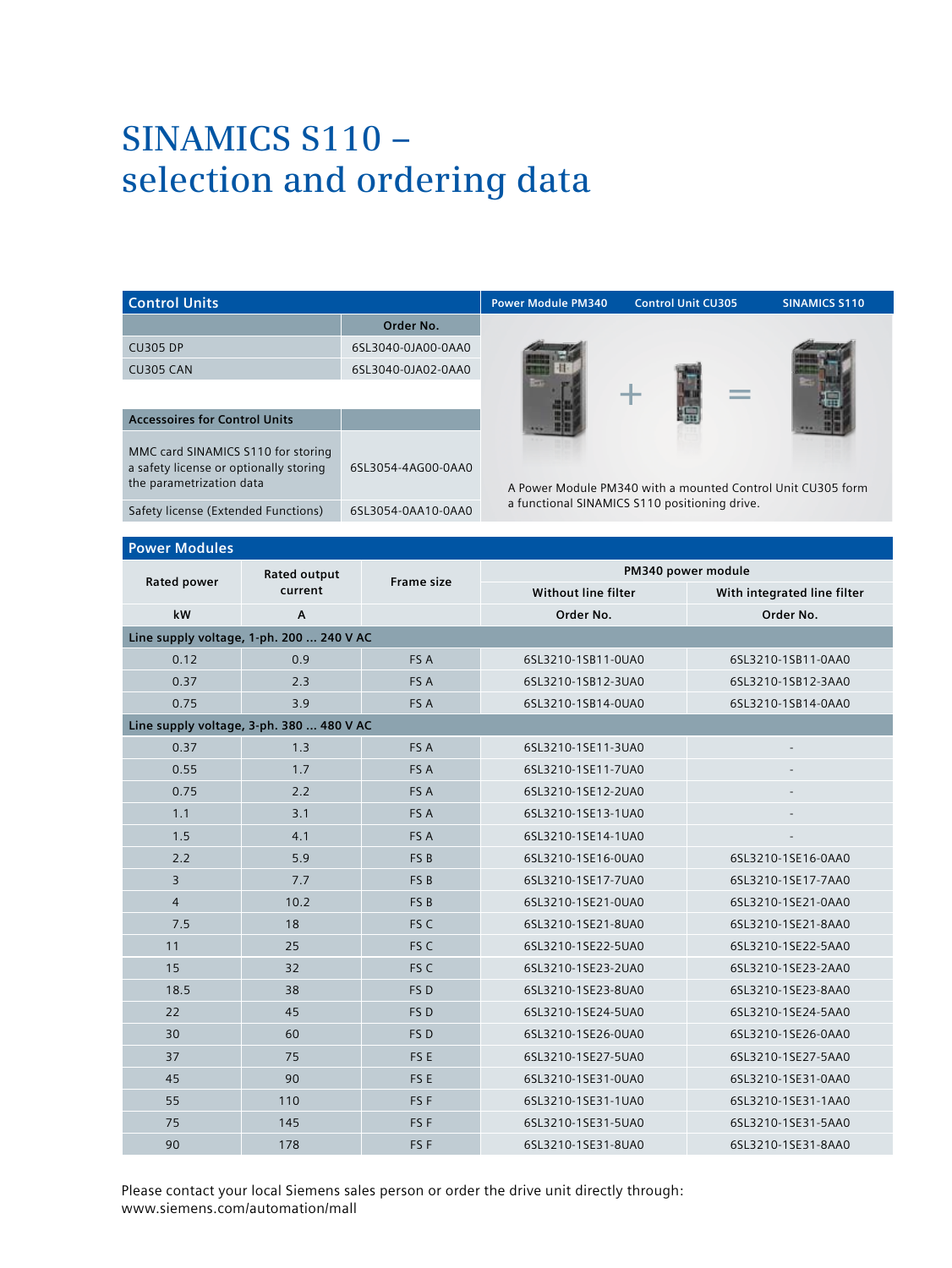# SINAMICS S110 – selection and ordering data

| Control Units | Order No. |
| --- | --- |
| CU305 DP | 6SL3040-0JA00-0AA0 |
| CU305 CAN | 6SL3040-0JA02-0AA0 |

| Accessoires for Control Units | |
| --- | --- |
| MMC card SINAMICS S110 for storing a safety license or optionally storing the parametrization data | 6SL3054-4AG00-0AA0 |
| Safety license (Extended Functions) | 6SL3054-0AA10-0AA0 |

Power Module PM340 + Control Unit CU305 = SINAMICS S110

A Power Module PM340 with a mounted Control Unit CU305 form a functional SINAMICS S110 positioning drive.

## Power Modules

| Rated power | Rated output current | Frame size | PM340 power module | |
| --- | --- | --- | --- | --- |
| | | | Without line filter | With integrated line filter |
| kW | A | | Order No. | Order No. |
| **Line supply voltage, 1-ph. 200 ... 240 V AC** | | | | |
| 0.12 | 0.9 | FS A | 6SL3210-1SB11-0UA0 | 6SL3210-1SB11-0AA0 |
| 0.37 | 2.3 | FS A | 6SL3210-1SB12-3UA0 | 6SL3210-1SB12-3AA0 |
| 0.75 | 3.9 | FS A | 6SL3210-1SB14-0UA0 | 6SL3210-1SB14-0AA0 |
| **Line supply voltage, 3-ph. 380 ... 480 V AC** | | | | |
| 0.37 | 1.3 | FS A | 6SL3210-1SE11-3UA0 | - |
| 0.55 | 1.7 | FS A | 6SL3210-1SE11-7UA0 | - |
| 0.75 | 2.2 | FS A | 6SL3210-1SE12-2UA0 | - |
| 1.1 | 3.1 | FS A | 6SL3210-1SE13-1UA0 | - |
| 1.5 | 4.1 | FS A | 6SL3210-1SE14-1UA0 | - |
| 2.2 | 5.9 | FS B | 6SL3210-1SE16-0UA0 | 6SL3210-1SE16-0AA0 |
| 3 | 7.7 | FS B | 6SL3210-1SE17-7UA0 | 6SL3210-1SE17-7AA0 |
| 4 | 10.2 | FS B | 6SL3210-1SE21-0UA0 | 6SL3210-1SE21-0AA0 |
| 7.5 | 18 | FS C | 6SL3210-1SE21-8UA0 | 6SL3210-1SE21-8AA0 |
| 11 | 25 | FS C | 6SL3210-1SE22-5UA0 | 6SL3210-1SE22-5AA0 |
| 15 | 32 | FS C | 6SL3210-1SE23-2UA0 | 6SL3210-1SE23-2AA0 |
| 18.5 | 38 | FS D | 6SL3210-1SE23-8UA0 | 6SL3210-1SE23-8AA0 |
| 22 | 45 | FS D | 6SL3210-1SE24-5UA0 | 6SL3210-1SE24-5AA0 |
| 30 | 60 | FS D | 6SL3210-1SE26-0UA0 | 6SL3210-1SE26-0AA0 |
| 37 | 75 | FS E | 6SL3210-1SE27-5UA0 | 6SL3210-1SE27-5AA0 |
| 45 | 90 | FS E | 6SL3210-1SE31-0UA0 | 6SL3210-1SE31-0AA0 |
| 55 | 110 | FS F | 6SL3210-1SE31-1UA0 | 6SL3210-1SE31-1AA0 |
| 75 | 145 | FS F | 6SL3210-1SE31-5UA0 | 6SL3210-1SE31-5AA0 |
| 90 | 178 | FS F | 6SL3210-1SE31-8UA0 | 6SL3210-1SE31-8AA0 |

Please contact your local Siemens sales person or order the drive unit directly through:
www.siemens.com/automation/mall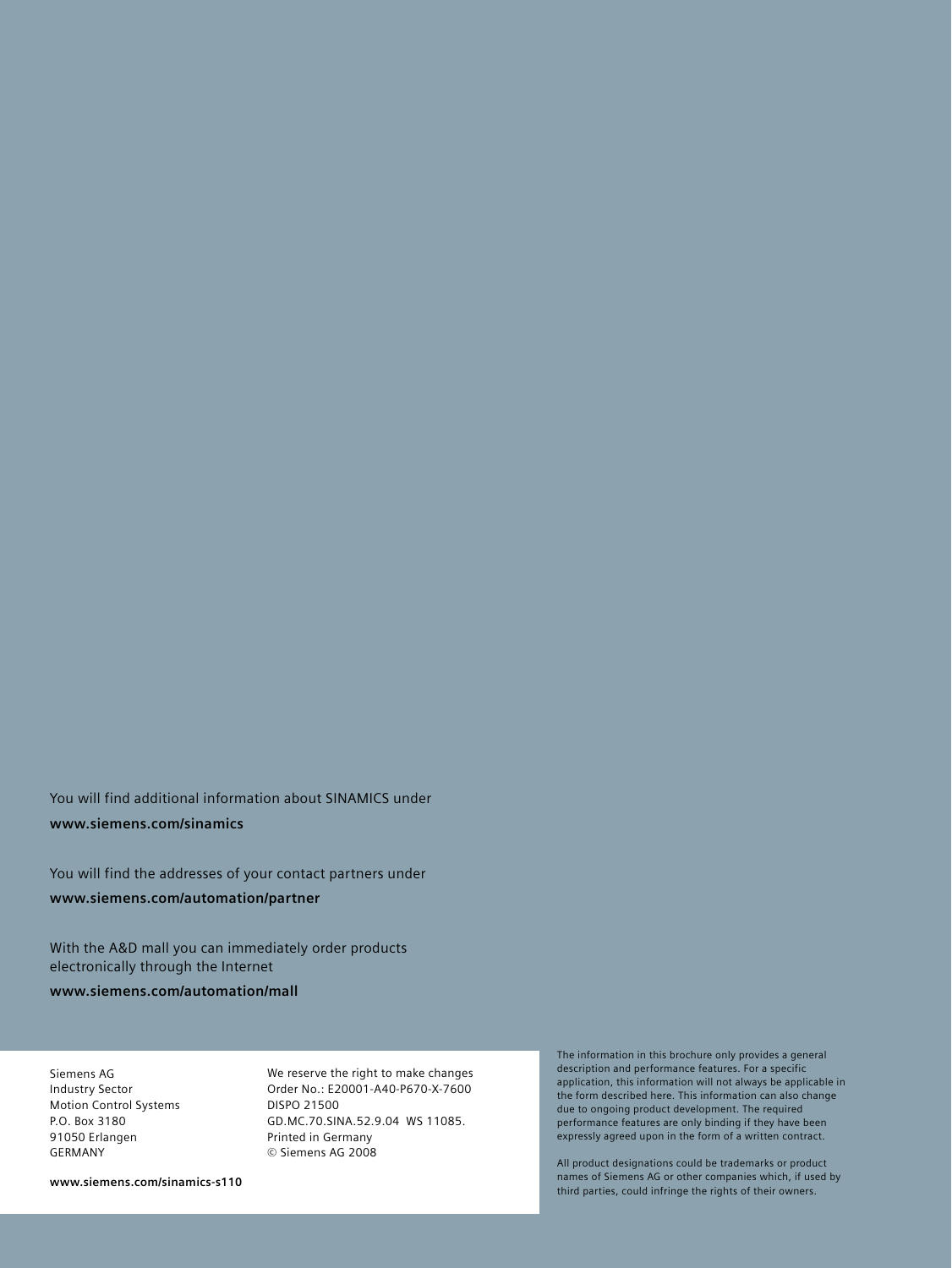You will find additional information about SINAMICS under

**www.siemens.com/sinamics**

You will find the addresses of your contact partners under

**www.siemens.com/automation/partner**

With the A&D mall you can immediately order products electronically through the Internet

**www.siemens.com/automation/mall**

Siemens AG
Industry Sector
Motion Control Systems
P.O. Box 3180
91050 Erlangen
GERMANY

**www.siemens.com/sinamics-s110**

We reserve the right to make changes
Order No.: E20001-A40-P670-X-7600
DISPO 21500
GD.MC.70.SINA.52.9.04 WS 11085.
Printed in Germany
© Siemens AG 2008

The information in this brochure only provides a general description and performance features. For a specific application, this information will not always be applicable in the form described here. This information can also change due to ongoing product development. The required performance features are only binding if they have been expressly agreed upon in the form of a written contract.

All product designations could be trademarks or product names of Siemens AG or other companies which, if used by third parties, could infringe the rights of their owners.